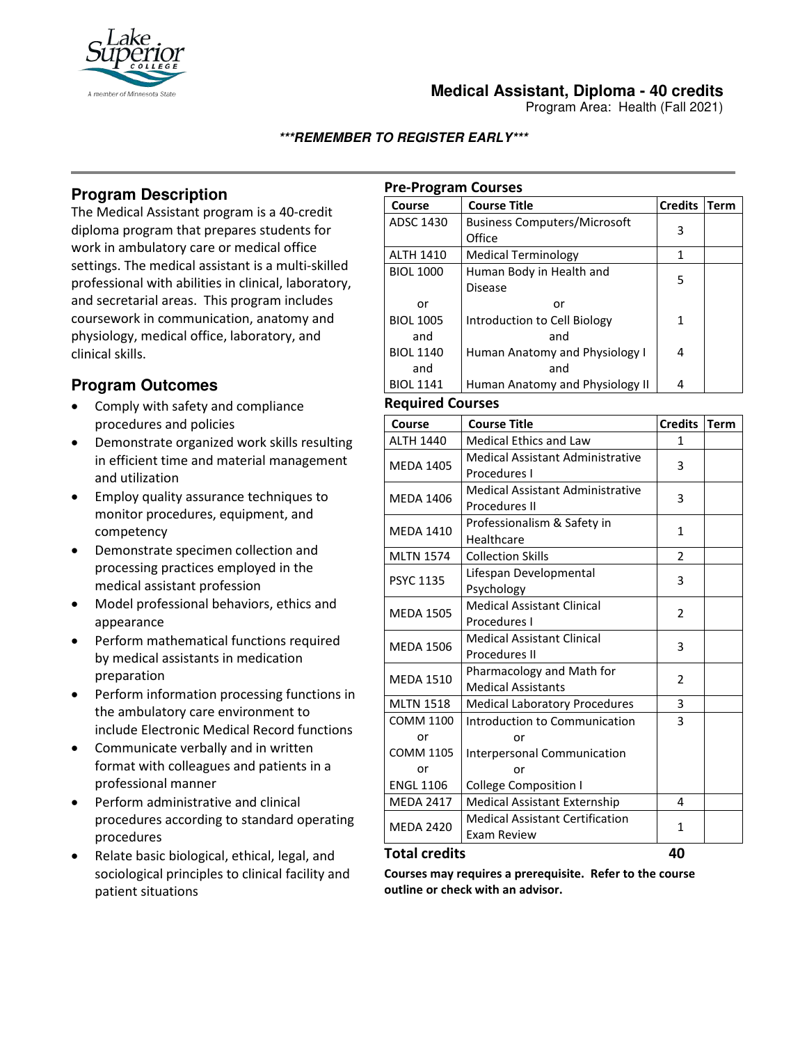# Medical Assistant, Diploma - 40 credits

Program Area: Health (Fall 2021)

***REMEMBER TO REGISTER EARLY***

## Program Description

The Medical Assistant program is a 40-credit diploma program that prepares students for work in ambulatory care or medical office settings. The medical assistant is a multi-skilled professional with abilities in clinical, laboratory, and secretarial areas. This program includes coursework in communication, anatomy and physiology, medical office, laboratory, and clinical skills.

## Program Outcomes

- Comply with safety and compliance procedures and policies
- Demonstrate organized work skills resulting in efficient time and material management and utilization
- Employ quality assurance techniques to monitor procedures, equipment, and competency
- Demonstrate specimen collection and processing practices employed in the medical assistant profession
- Model professional behaviors, ethics and appearance
- Perform mathematical functions required by medical assistants in medication preparation
- Perform information processing functions in the ambulatory care environment to include Electronic Medical Record functions
- Communicate verbally and in written format with colleagues and patients in a professional manner
- Perform administrative and clinical procedures according to standard operating procedures
- Relate basic biological, ethical, legal, and sociological principles to clinical facility and patient situations

## Pre-Program Courses

| Course | Course Title | Credits | Term |
|---|---|---|---|
| ADSC 1430 | Business Computers/Microsoft Office | 3 | |
| ALTH 1410 | Medical Terminology | 1 | |
| BIOL 1000 | Human Body in Health and Disease | 5 | |
| or | or | | |
| BIOL 1005 | Introduction to Cell Biology | 1 | |
| and | and | | |
| BIOL 1140 | Human Anatomy and Physiology I | 4 | |
| and | and | | |
| BIOL 1141 | Human Anatomy and Physiology II | 4 | |

## Required Courses

| Course | Course Title | Credits | Term |
|---|---|---|---|
| ALTH 1440 | Medical Ethics and Law | 1 | |
| MEDA 1405 | Medical Assistant Administrative Procedures I | 3 | |
| MEDA 1406 | Medical Assistant Administrative Procedures II | 3 | |
| MEDA 1410 | Professionalism & Safety in Healthcare | 1 | |
| MLTN 1574 | Collection Skills | 2 | |
| PSYC 1135 | Lifespan Developmental Psychology | 3 | |
| MEDA 1505 | Medical Assistant Clinical Procedures I | 2 | |
| MEDA 1506 | Medical Assistant Clinical Procedures II | 3 | |
| MEDA 1510 | Pharmacology and Math for Medical Assistants | 2 | |
| MLTN 1518 | Medical Laboratory Procedures | 3 | |
| COMM 1100<br>or<br>COMM 1105<br>or<br>ENGL 1106 | Introduction to Communication<br>or<br>Interpersonal Communication<br>or<br>College Composition I | 3 | |
| MEDA 2417 | Medical Assistant Externship | 4 | |
| MEDA 2420 | Medical Assistant Certification Exam Review | 1 | |

**Total credits 40**

**Courses may requires a prerequisite. Refer to the course outline or check with an advisor.**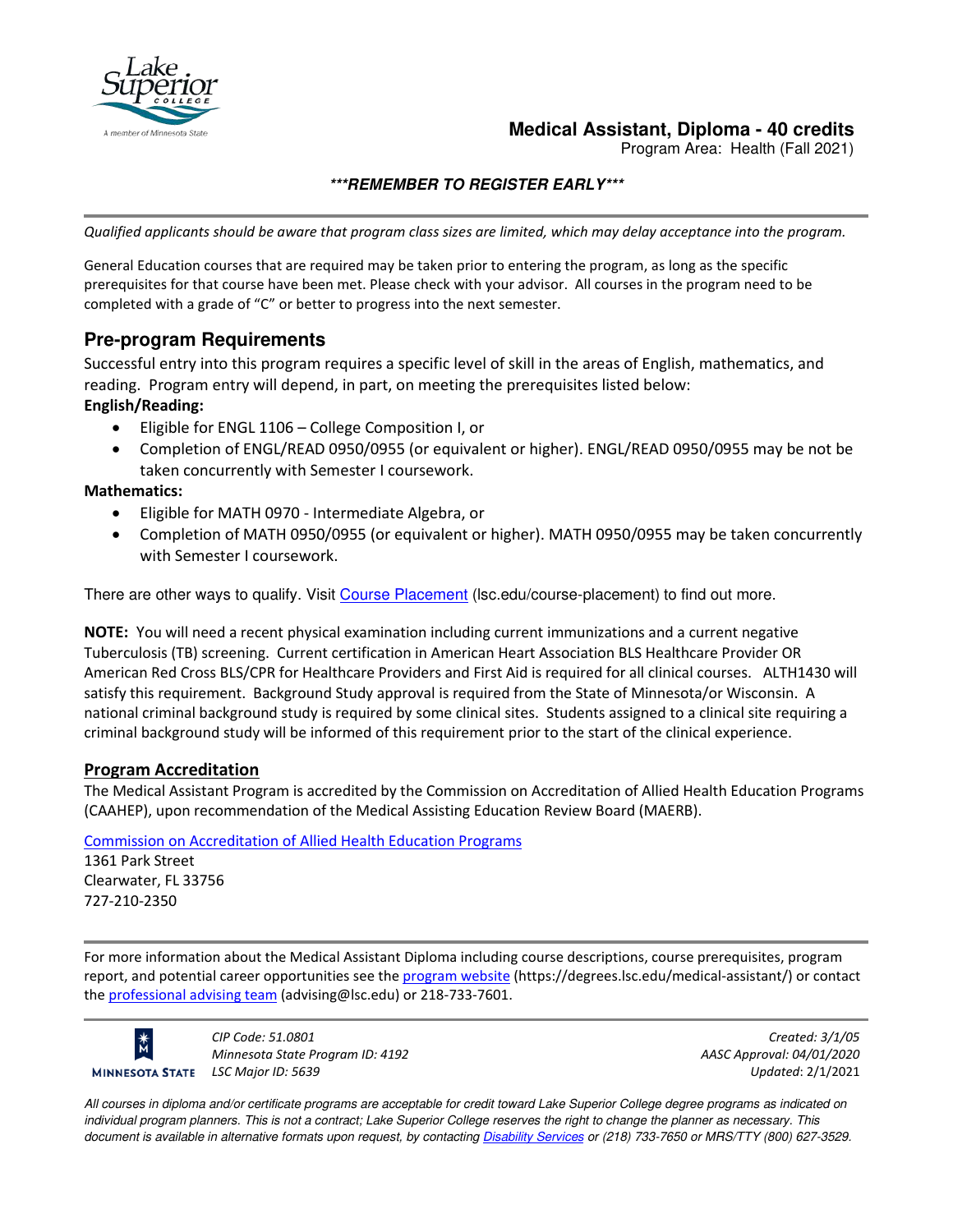## Medical Assistant, Diploma - 40 credits

Program Area: Health (Fall 2021)

***REMEMBER TO REGISTER EARLY***

*Qualified applicants should be aware that program class sizes are limited, which may delay acceptance into the program.*

General Education courses that are required may be taken prior to entering the program, as long as the specific prerequisites for that course have been met. Please check with your advisor. All courses in the program need to be completed with a grade of "C" or better to progress into the next semester.

## Pre-program Requirements

Successful entry into this program requires a specific level of skill in the areas of English, mathematics, and reading. Program entry will depend, in part, on meeting the prerequisites listed below:

**English/Reading:**

- Eligible for ENGL 1106 – College Composition I, or
- Completion of ENGL/READ 0950/0955 (or equivalent or higher). ENGL/READ 0950/0955 may be not be taken concurrently with Semester I coursework.

**Mathematics:**

- Eligible for MATH 0970 - Intermediate Algebra, or
- Completion of MATH 0950/0955 (or equivalent or higher). MATH 0950/0955 may be taken concurrently with Semester I coursework.

There are other ways to qualify. Visit Course Placement (lsc.edu/course-placement) to find out more.

**NOTE:** You will need a recent physical examination including current immunizations and a current negative Tuberculosis (TB) screening. Current certification in American Heart Association BLS Healthcare Provider OR American Red Cross BLS/CPR for Healthcare Providers and First Aid is required for all clinical courses. ALTH1430 will satisfy this requirement. Background Study approval is required from the State of Minnesota/or Wisconsin. A national criminal background study is required by some clinical sites. Students assigned to a clinical site requiring a criminal background study will be informed of this requirement prior to the start of the clinical experience.

### Program Accreditation

The Medical Assistant Program is accredited by the Commission on Accreditation of Allied Health Education Programs (CAAHEP), upon recommendation of the Medical Assisting Education Review Board (MAERB).

Commission on Accreditation of Allied Health Education Programs
1361 Park Street
Clearwater, FL 33756
727-210-2350

For more information about the Medical Assistant Diploma including course descriptions, course prerequisites, program report, and potential career opportunities see the program website (https://degrees.lsc.edu/medical-assistant/) or contact the professional advising team (advising@lsc.edu) or 218-733-7601.

*CIP Code: 51.0801*
*Minnesota State Program ID: 4192*
*LSC Major ID: 5639*

*Created: 3/1/05*
*AASC Approval: 04/01/2020*
*Updated: 2/1/2021*

*All courses in diploma and/or certificate programs are acceptable for credit toward Lake Superior College degree programs as indicated on individual program planners. This is not a contract; Lake Superior College reserves the right to change the planner as necessary. This document is available in alternative formats upon request, by contacting Disability Services or (218) 733-7650 or MRS/TTY (800) 627-3529.*